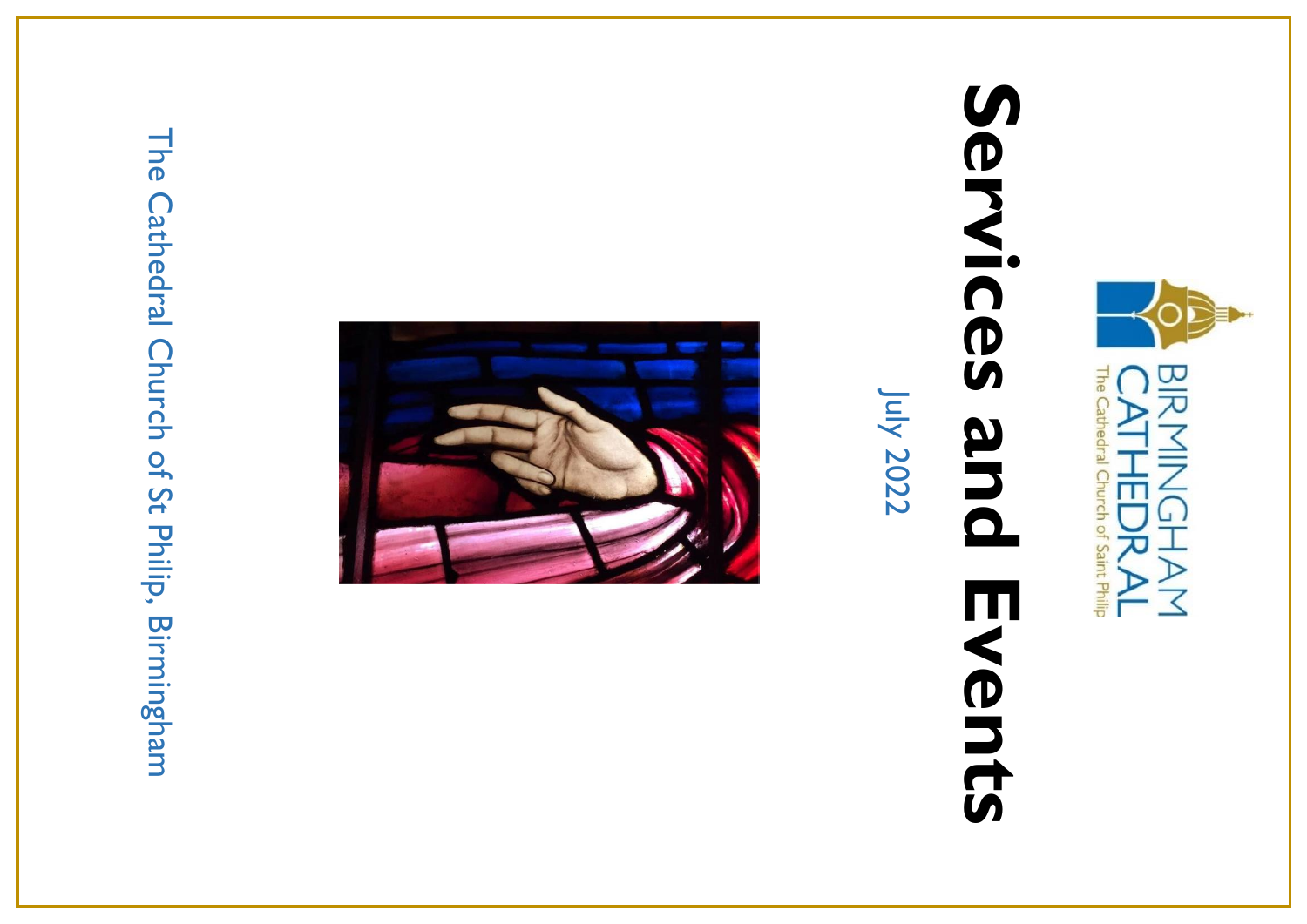BIRMINGHAM CATHEDRAL

The Cathedral Church of Saint Philip

# Services and Events

July 2022

The Cathedral Church of St Philip, Birmingham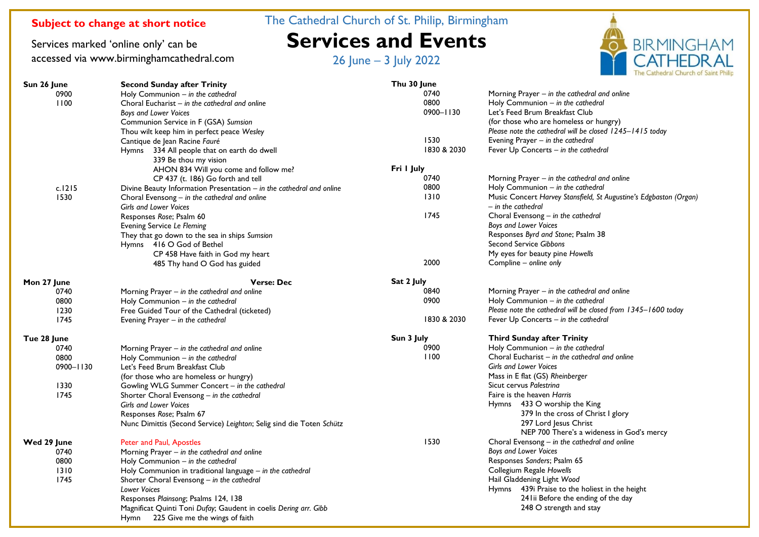**Subject to change at short notice**

Services marked 'online only' can be accessed via www.birminghamcathedral.com

The Cathedral Church of St. Philip, Birmingham

# Services and Events

26 June – 3 July 2022

BIRMINGHAM CATHEDRAL
The Cathedral Church of Saint Philip

**Sun 26 June** — **Second Sunday after Trinity**

0900 Holy Communion – *in the cathedral*

1100 Choral Eucharist – *in the cathedral and online*
*Boys and Lower Voices*
Communion Service in F (GSA) *Sumsion*
Thou wilt keep him in perfect peace *Wesley*
Cantique de Jean Racine *Fauré*
Hymns 334 All people that on earth do dwell
339 Be thou my vision
AHON 834 Will you come and follow me?
CP 437 (t. 186) Go forth and tell

c.1215 Divine Beauty Information Presentation – *in the cathedral and online*

1530 Choral Evensong – *in the cathedral and online*
*Girls and Lower Voices*
Responses *Rose*; Psalm 60
Evening Service *Le Fleming*
They that go down to the sea in ships *Sumsion*
Hymns 416 O God of Bethel
CP 458 Have faith in God my heart
485 Thy hand O God has guided

**Mon 27 June** — **Verse: Dec**

0740 Morning Prayer – *in the cathedral and online*
0800 Holy Communion – *in the cathedral*
1230 Free Guided Tour of the Cathedral (ticketed)
1745 Evening Prayer – *in the cathedral*

**Tue 28 June**

0740 Morning Prayer – *in the cathedral and online*
0800 Holy Communion – *in the cathedral*
0900–1130 Let's Feed Brum Breakfast Club
(for those who are homeless or hungry)
1330 Gowling WLG Summer Concert – *in the cathedral*
1745 Shorter Choral Evensong – *in the cathedral*
*Girls and Lower Voices*
Responses *Rose*; Psalm 67
Nunc Dimittis (Second Service) *Leighton*; Selig sind die Toten *Schütz*

**Wed 29 June** — Peter and Paul, Apostles

0740 Morning Prayer – *in the cathedral and online*
0800 Holy Communion – *in the cathedral*
1310 Holy Communion in traditional language – *in the cathedral*
1745 Shorter Choral Evensong – *in the cathedral*
*Lower Voices*
Responses *Plainsong*; Psalms 124, 138
Magnificat Quinti Toni *Dufay*; Gaudent in coelis *Dering arr. Gibb*
Hymn 225 Give me the wings of faith

**Thu 30 June**

0740 Morning Prayer – *in the cathedral and online*
0800 Holy Communion – *in the cathedral*
0900–1130 Let's Feed Brum Breakfast Club
(for those who are homeless or hungry)
*Please note the cathedral will be closed 1245–1415 today*
1530 Evening Prayer – *in the cathedral*
1830 & 2030 Fever Up Concerts – *in the cathedral*

**Fri 1 July**

0740 Morning Prayer – *in the cathedral and online*
0800 Holy Communion – *in the cathedral*
1310 Music Concert *Harvey Stansfield, St Augustine's Edgbaston (Organ) – in the cathedral*
1745 Choral Evensong – *in the cathedral*
*Boys and Lower Voices*
Responses *Byrd and Stone*; Psalm 38
Second Service *Gibbons*
My eyes for beauty pine *Howells*
2000 Compline – *online only*

**Sat 2 July**

0840 Morning Prayer – *in the cathedral and online*
0900 Holy Communion – *in the cathedral*
*Please note the cathedral will be closed from 1345–1600 today*
1830 & 2030 Fever Up Concerts – *in the cathedral*

**Sun 3 July** — **Third Sunday after Trinity**

0900 Holy Communion – *in the cathedral*

1100 Choral Eucharist – *in the cathedral and online*
*Girls and Lower Voices*
Mass in E flat (GS) *Rheinberger*
Sicut cervus *Palestrina*
Faire is the heaven *Harris*
Hymns 433 O worship the King
379 In the cross of Christ I glory
297 Lord Jesus Christ
NEP 700 There's a wideness in God's mercy

1530 Choral Evensong – *in the cathedral and online*
*Boys and Lower Voices*
Responses *Sanders*; Psalm 65
Collegium Regale *Howells*
Hail Gladdening Light *Wood*
Hymns 439i Praise to the holiest in the height
241ii Before the ending of the day
248 O strength and stay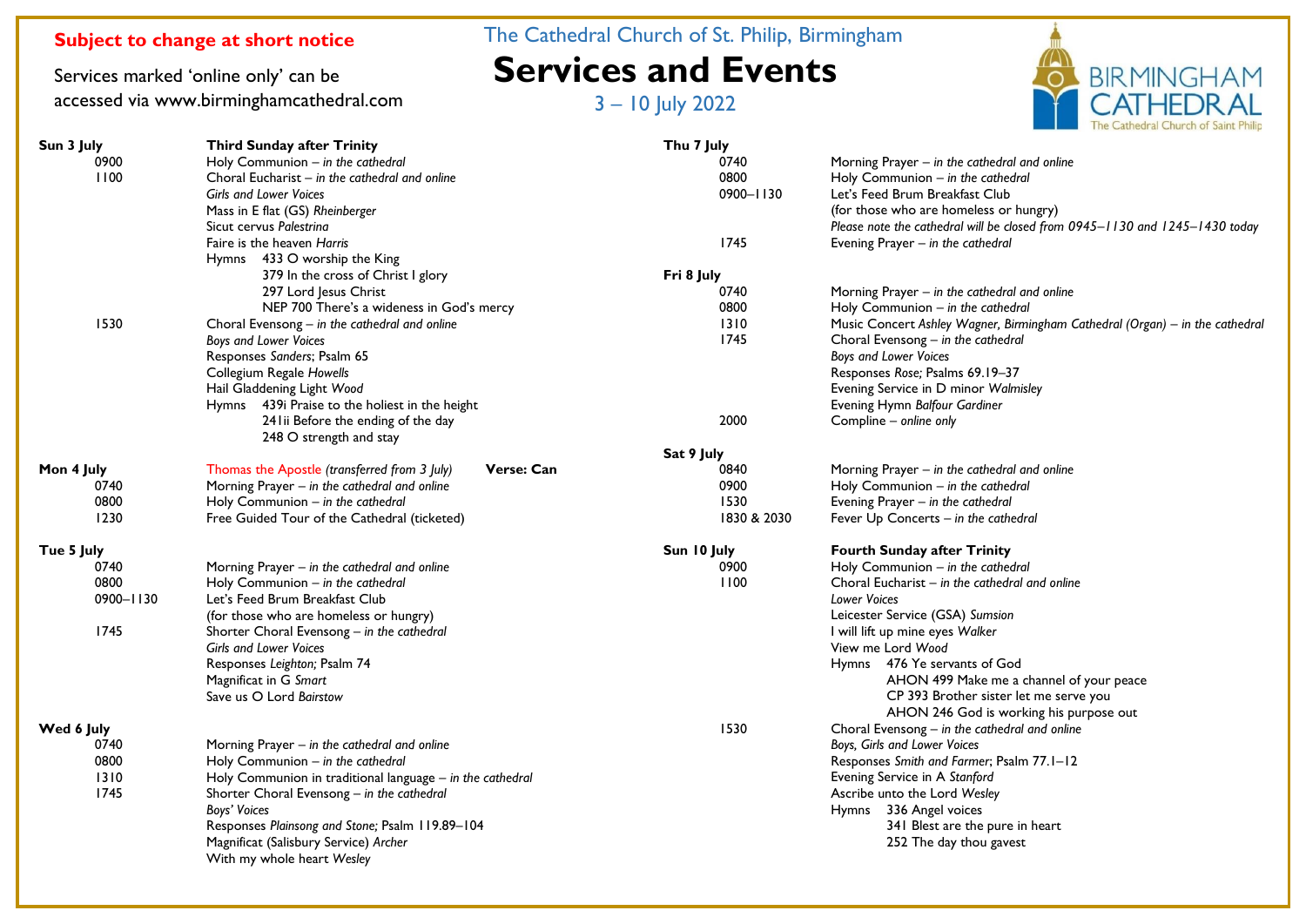**Subject to change at short notice**

Services marked 'online only' can be accessed via www.birminghamcathedral.com

The Cathedral Church of St. Philip, Birmingham

# Services and Events

3 – 10 July 2022

BIRMINGHAM CATHEDRAL
The Cathedral Church of Saint Philip

**Sun 3 July** — **Third Sunday after Trinity**

0900 Holy Communion – *in the cathedral*

1100 Choral Eucharist – *in the cathedral and online*
*Girls and Lower Voices*
Mass in E flat (GS) *Rheinberger*
Sicut cervus *Palestrina*
Faire is the heaven *Harris*
Hymns 433 O worship the King
379 In the cross of Christ I glory
297 Lord Jesus Christ
NEP 700 There's a wideness in God's mercy

1530 Choral Evensong – *in the cathedral and online*
*Boys and Lower Voices*
Responses *Sanders*; Psalm 65
Collegium Regale *Howells*
Hail Gladdening Light *Wood*
Hymns 439i Praise to the holiest in the height
241ii Before the ending of the day
248 O strength and stay

**Mon 4 July** — Thomas the Apostle *(transferred from 3 July)* **Verse: Can**

0740 Morning Prayer – *in the cathedral and online*
0800 Holy Communion – *in the cathedral*
1230 Free Guided Tour of the Cathedral (ticketed)

**Tue 5 July**

0740 Morning Prayer – *in the cathedral and online*
0800 Holy Communion – *in the cathedral*
0900–1130 Let's Feed Brum Breakfast Club
(for those who are homeless or hungry)
1745 Shorter Choral Evensong – *in the cathedral*
*Girls and Lower Voices*
Responses *Leighton;* Psalm 74
Magnificat in G *Smart*
Save us O Lord *Bairstow*

**Wed 6 July**

0740 Morning Prayer – *in the cathedral and online*
0800 Holy Communion – *in the cathedral*
1310 Holy Communion in traditional language – *in the cathedral*
1745 Shorter Choral Evensong – *in the cathedral*
*Boys' Voices*
Responses *Plainsong and Stone;* Psalm 119.89–104
Magnificat (Salisbury Service) *Archer*
With my whole heart *Wesley*

**Thu 7 July**

0740 Morning Prayer – *in the cathedral and online*
0800 Holy Communion – *in the cathedral*
0900–1130 Let's Feed Brum Breakfast Club
(for those who are homeless or hungry)
*Please note the cathedral will be closed from 0945–1130 and 1245–1430 today*
1745 Evening Prayer – *in the cathedral*

**Fri 8 July**

0740 Morning Prayer – *in the cathedral and online*
0800 Holy Communion – *in the cathedral*
1310 Music Concert *Ashley Wagner, Birmingham Cathedral (Organ) – in the cathedral*
1745 Choral Evensong – *in the cathedral*
*Boys and Lower Voices*
Responses *Rose;* Psalms 69.19–37
Evening Service in D minor *Walmisley*
Evening Hymn *Balfour Gardiner*
2000 Compline – *online only*

**Sat 9 July**

0840 Morning Prayer – *in the cathedral and online*
0900 Holy Communion – *in the cathedral*
1530 Evening Prayer – *in the cathedral*
1830 & 2030 Fever Up Concerts – *in the cathedral*

**Sun 10 July** — **Fourth Sunday after Trinity**

0900 Holy Communion – *in the cathedral*

1100 Choral Eucharist – *in the cathedral and online*
*Lower Voices*
Leicester Service (GSA) *Sumsion*
I will lift up mine eyes *Walker*
View me Lord *Wood*
Hymns 476 Ye servants of God
AHON 499 Make me a channel of your peace
CP 393 Brother sister let me serve you
AHON 246 God is working his purpose out

1530 Choral Evensong – *in the cathedral and online*
*Boys, Girls and Lower Voices*
Responses *Smith and Farmer*; Psalm 77.1–12
Evening Service in A *Stanford*
Ascribe unto the Lord *Wesley*
Hymns 336 Angel voices
341 Blest are the pure in heart
252 The day thou gavest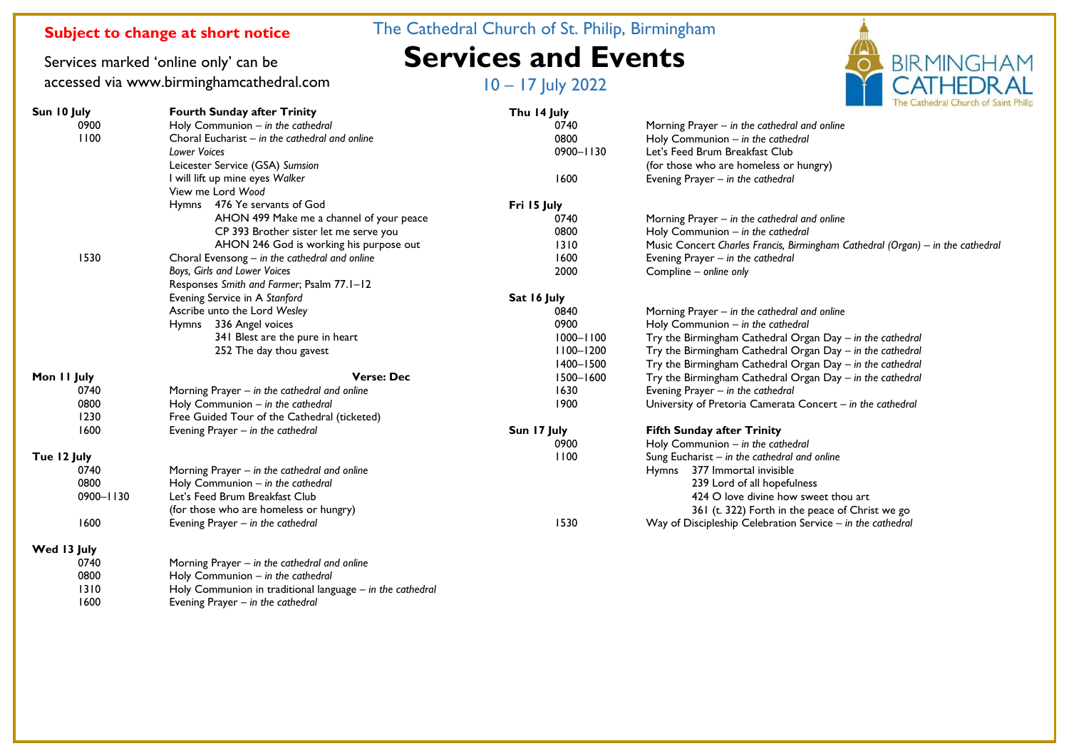**Subject to change at short notice**

Services marked 'online only' can be accessed via www.birminghamcathedral.com

The Cathedral Church of St. Philip, Birmingham

# Services and Events

10 – 17 July 2022

BIRMINGHAM CATHEDRAL
The Cathedral Church of Saint Philip

**Sun 10 July** — **Fourth Sunday after Trinity**

0900 Holy Communion – *in the cathedral*

1100 Choral Eucharist – *in the cathedral and online*
*Lower Voices*
Leicester Service (GSA) *Sumsion*
I will lift up mine eyes *Walker*
View me Lord *Wood*
Hymns 476 Ye servants of God
AHON 499 Make me a channel of your peace
CP 393 Brother sister let me serve you
AHON 246 God is working his purpose out

1530 Choral Evensong – *in the cathedral and online*
*Boys, Girls and Lower Voices*
Responses *Smith and Farmer*; Psalm 77.1–12
Evening Service in A *Stanford*
Ascribe unto the Lord *Wesley*
Hymns 336 Angel voices
341 Blest are the pure in heart
252 The day thou gavest

**Mon 11 July** — **Verse: Dec**

0740 Morning Prayer – *in the cathedral and online*
0800 Holy Communion – *in the cathedral*
1230 Free Guided Tour of the Cathedral (ticketed)
1600 Evening Prayer – *in the cathedral*

**Tue 12 July**

0740 Morning Prayer – *in the cathedral and online*
0800 Holy Communion – *in the cathedral*
0900–1130 Let's Feed Brum Breakfast Club
(for those who are homeless or hungry)
1600 Evening Prayer – *in the cathedral*

**Wed 13 July**

0740 Morning Prayer – *in the cathedral and online*
0800 Holy Communion – *in the cathedral*
1310 Holy Communion in traditional language – *in the cathedral*
1600 Evening Prayer – *in the cathedral*

**Thu 14 July**

0740 Morning Prayer – *in the cathedral and online*
0800 Holy Communion – *in the cathedral*
0900–1130 Let's Feed Brum Breakfast Club
(for those who are homeless or hungry)
1600 Evening Prayer – *in the cathedral*

**Fri 15 July**

0740 Morning Prayer – *in the cathedral and online*
0800 Holy Communion – *in the cathedral*
1310 Music Concert *Charles Francis, Birmingham Cathedral (Organ) – in the cathedral*
1600 Evening Prayer – *in the cathedral*
2000 Compline – *online only*

**Sat 16 July**

0840 Morning Prayer – *in the cathedral and online*
0900 Holy Communion – *in the cathedral*
1000–1100 Try the Birmingham Cathedral Organ Day – *in the cathedral*
1100–1200 Try the Birmingham Cathedral Organ Day – *in the cathedral*
1400–1500 Try the Birmingham Cathedral Organ Day – *in the cathedral*
1500–1600 Try the Birmingham Cathedral Organ Day – *in the cathedral*
1630 Evening Prayer – *in the cathedral*
1900 University of Pretoria Camerata Concert – *in the cathedral*

**Sun 17 July** — **Fifth Sunday after Trinity**

0900 Holy Communion – *in the cathedral*

1100 Sung Eucharist – *in the cathedral and online*
Hymns 377 Immortal invisible
239 Lord of all hopefulness
424 O love divine how sweet thou art
361 (t. 322) Forth in the peace of Christ we go

1530 Way of Discipleship Celebration Service – *in the cathedral*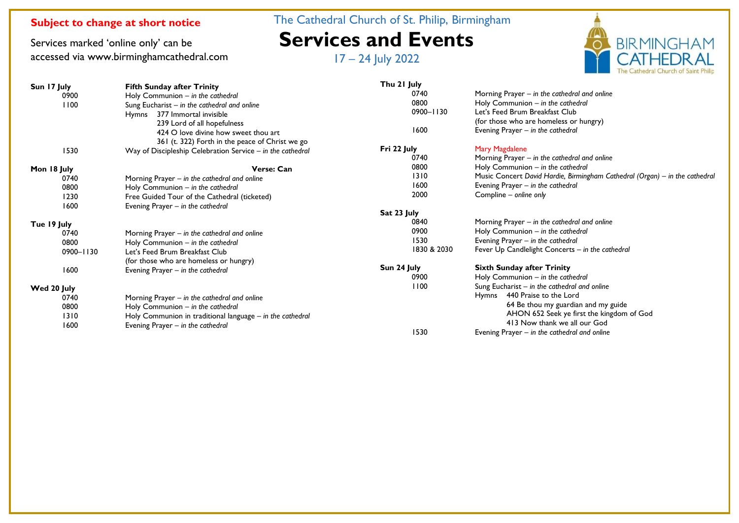**Subject to change at short notice**

Services marked 'online only' can be accessed via www.birminghamcathedral.com

The Cathedral Church of St. Philip, Birmingham

# Services and Events

17 – 24 July 2022

**Sun 17 July** — **Fifth Sunday after Trinity**

| | |
|---|---|
| 0900 | Holy Communion – *in the cathedral* |
| 1100 | Sung Eucharist – *in the cathedral and online* |
| | Hymns 377 Immortal invisible<br>239 Lord of all hopefulness<br>424 O love divine how sweet thou art<br>361 (t. 322) Forth in the peace of Christ we go |
| 1530 | Way of Discipleship Celebration Service – *in the cathedral* |

**Mon 18 July** — **Verse: Can**

| | |
|---|---|
| 0740 | Morning Prayer – *in the cathedral and online* |
| 0800 | Holy Communion – *in the cathedral* |
| 1230 | Free Guided Tour of the Cathedral (ticketed) |
| 1600 | Evening Prayer – *in the cathedral* |

**Tue 19 July**

| | |
|---|---|
| 0740 | Morning Prayer – *in the cathedral and online* |
| 0800 | Holy Communion – *in the cathedral* |
| 0900–1130 | Let's Feed Brum Breakfast Club (for those who are homeless or hungry) |
| 1600 | Evening Prayer – *in the cathedral* |

**Wed 20 July**

| | |
|---|---|
| 0740 | Morning Prayer – *in the cathedral and online* |
| 0800 | Holy Communion – *in the cathedral* |
| 1310 | Holy Communion in traditional language – *in the cathedral* |
| 1600 | Evening Prayer – *in the cathedral* |

**Thu 21 July**

| | |
|---|---|
| 0740 | Morning Prayer – *in the cathedral and online* |
| 0800 | Holy Communion – *in the cathedral* |
| 0900–1130 | Let's Feed Brum Breakfast Club (for those who are homeless or hungry) |
| 1600 | Evening Prayer – *in the cathedral* |

**Fri 22 July** — Mary Magdalene

| | |
|---|---|
| 0740 | Morning Prayer – *in the cathedral and online* |
| 0800 | Holy Communion – *in the cathedral* |
| 1310 | Music Concert *David Hardie, Birmingham Cathedral (Organ) – in the cathedral* |
| 1600 | Evening Prayer – *in the cathedral* |
| 2000 | Compline – *online only* |

**Sat 23 July**

| | |
|---|---|
| 0840 | Morning Prayer – *in the cathedral and online* |
| 0900 | Holy Communion – *in the cathedral* |
| 1530 | Evening Prayer – *in the cathedral* |
| 1830 & 2030 | Fever Up Candlelight Concerts – *in the cathedral* |

**Sun 24 July** — **Sixth Sunday after Trinity**

| | |
|---|---|
| 0900 | Holy Communion – *in the cathedral* |
| 1100 | Sung Eucharist – *in the cathedral and online* |
| | Hymns 440 Praise to the Lord<br>64 Be thou my guardian and my guide<br>AHON 652 Seek ye first the kingdom of God<br>413 Now thank we all our God |
| 1530 | Evening Prayer – *in the cathedral and online* |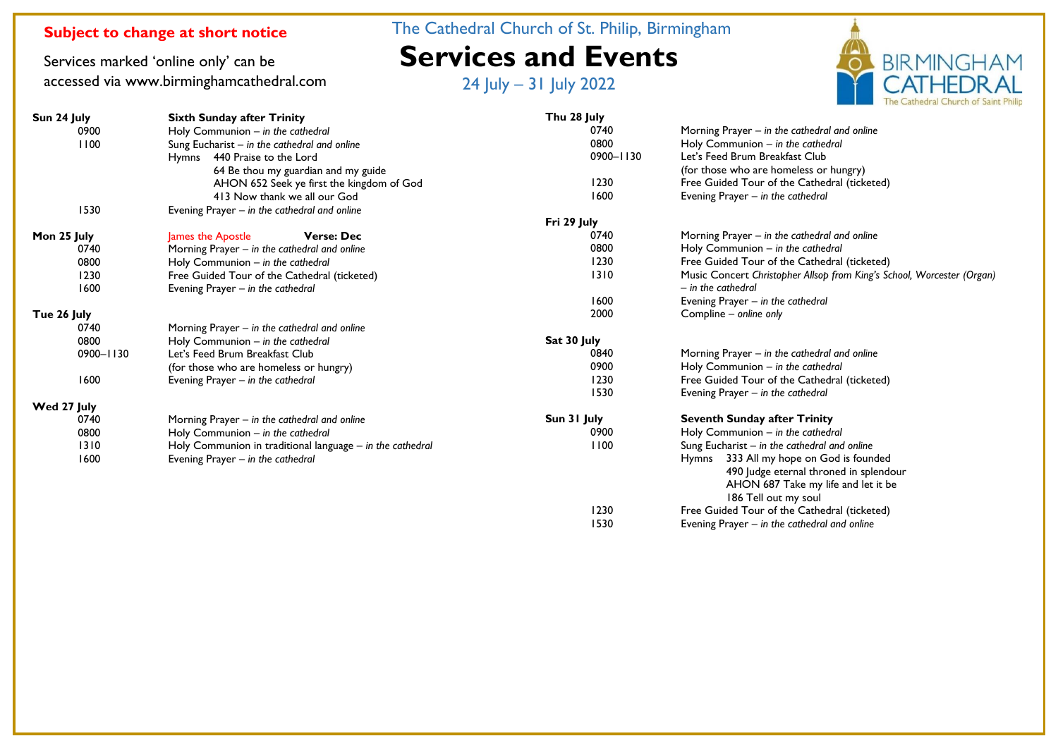**Subject to change at short notice**

Services marked 'online only' can be accessed via www.birminghamcathedral.com

The Cathedral Church of St. Philip, Birmingham

# Services and Events

24 July – 31 July 2022

BIRMINGHAM CATHEDRAL
The Cathedral Church of Saint Philip

**Sun 24 July** — **Sixth Sunday after Trinity**

| | |
|---|---|
| 0900 | Holy Communion – *in the cathedral* |
| 1100 | Sung Eucharist – *in the cathedral and online* |
| | Hymns 440 Praise to the Lord<br>64 Be thou my guardian and my guide<br>AHON 652 Seek ye first the kingdom of God<br>413 Now thank we all our God |
| 1530 | Evening Prayer – *in the cathedral and online* |

**Mon 25 July** — James the Apostle **Verse: Dec**

| | |
|---|---|
| 0740 | Morning Prayer – *in the cathedral and online* |
| 0800 | Holy Communion – *in the cathedral* |
| 1230 | Free Guided Tour of the Cathedral (ticketed) |
| 1600 | Evening Prayer – *in the cathedral* |

**Tue 26 July**

| | |
|---|---|
| 0740 | Morning Prayer – *in the cathedral and online* |
| 0800 | Holy Communion – *in the cathedral* |
| 0900–1130 | Let's Feed Brum Breakfast Club<br>(for those who are homeless or hungry) |
| 1600 | Evening Prayer – *in the cathedral* |

**Wed 27 July**

| | |
|---|---|
| 0740 | Morning Prayer – *in the cathedral and online* |
| 0800 | Holy Communion – *in the cathedral* |
| 1310 | Holy Communion in traditional language – *in the cathedral* |
| 1600 | Evening Prayer – *in the cathedral* |

**Thu 28 July**

| | |
|---|---|
| 0740 | Morning Prayer – *in the cathedral and online* |
| 0800 | Holy Communion – *in the cathedral* |
| 0900–1130 | Let's Feed Brum Breakfast Club<br>(for those who are homeless or hungry) |
| 1230 | Free Guided Tour of the Cathedral (ticketed) |
| 1600 | Evening Prayer – *in the cathedral* |

**Fri 29 July**

| | |
|---|---|
| 0740 | Morning Prayer – *in the cathedral and online* |
| 0800 | Holy Communion – *in the cathedral* |
| 1230 | Free Guided Tour of the Cathedral (ticketed) |
| 1310 | Music Concert *Christopher Allsop from King's School, Worcester (Organ) – in the cathedral* |
| 1600 | Evening Prayer – *in the cathedral* |
| 2000 | Compline – *online only* |

**Sat 30 July**

| | |
|---|---|
| 0840 | Morning Prayer – *in the cathedral and online* |
| 0900 | Holy Communion – *in the cathedral* |
| 1230 | Free Guided Tour of the Cathedral (ticketed) |
| 1530 | Evening Prayer – *in the cathedral* |

**Sun 31 July** — **Seventh Sunday after Trinity**

| | |
|---|---|
| 0900 | Holy Communion – *in the cathedral* |
| 1100 | Sung Eucharist – *in the cathedral and online* |
| | Hymns 333 All my hope on God is founded<br>490 Judge eternal throned in splendour<br>AHON 687 Take my life and let it be<br>186 Tell out my soul |
| 1230 | Free Guided Tour of the Cathedral (ticketed) |
| 1530 | Evening Prayer – *in the cathedral and online* |